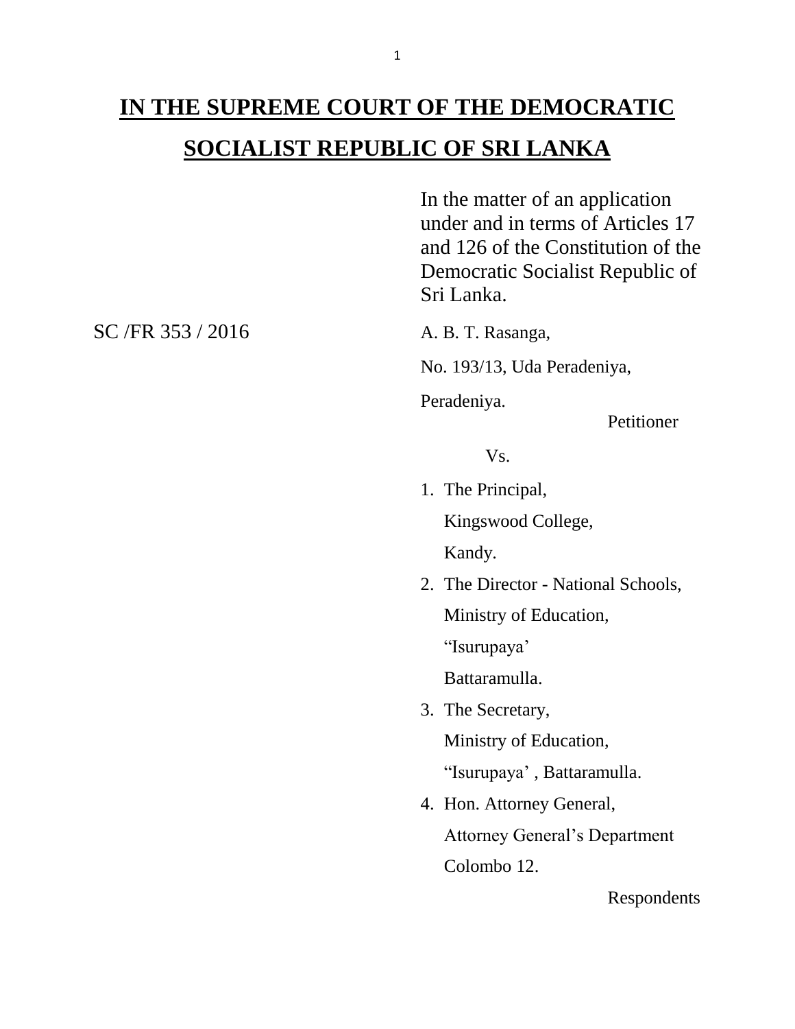# IN THE SUPREME COURT OF THE DEMOCRATIC SOCIALIST REPUBLIC OF SRI LANKA

In the matter of an application under and in terms of Articles 17 and 126 of the Constitution of the Democratic Socialist Republic of Sri Lanka.

SC /FR 353 / 2016

A. B. T. Rasanga,

No. 193/13, Uda Peradeniya,

Peradeniya.

Petitioner

Vs.

1. The Principal,

   Kingswood College,

   Kandy.

2. The Director - National Schools,

   Ministry of Education,

   "Isurupaya'

   Battaramulla.

3. The Secretary,

   Ministry of Education,

   "Isurupaya' , Battaramulla.

4. Hon. Attorney General,

   Attorney General's Department

   Colombo 12.

Respondents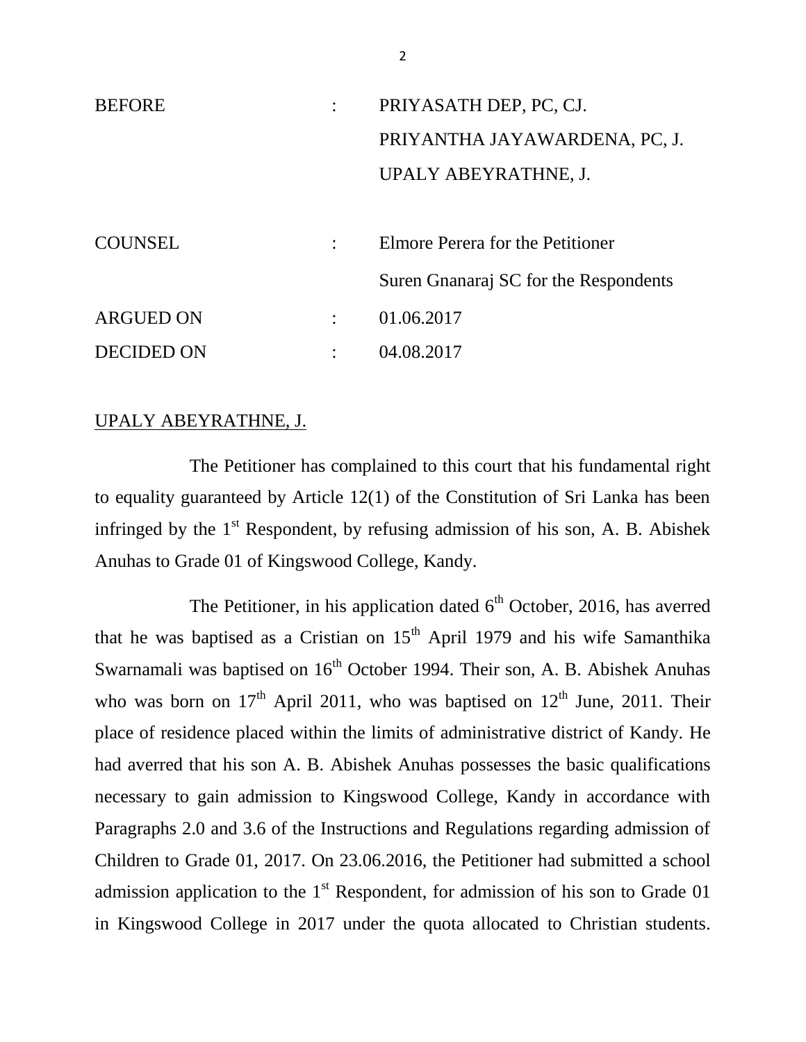| | | |
|---|---|---|
| BEFORE | : | PRIYASATH DEP, PC, CJ. |
| | | PRIYANTHA JAYAWARDENA, PC, J. |
| | | UPALY ABEYRATHNE, J. |
| COUNSEL | : | Elmore Perera for the Petitioner |
| | | Suren Gnanaraj SC for the Respondents |
| ARGUED ON | : | 01.06.2017 |
| DECIDED ON | : | 04.08.2017 |

UPALY ABEYRATHNE, J.

The Petitioner has complained to this court that his fundamental right to equality guaranteed by Article 12(1) of the Constitution of Sri Lanka has been infringed by the 1st Respondent, by refusing admission of his son, A. B. Abishek Anuhas to Grade 01 of Kingswood College, Kandy.

The Petitioner, in his application dated 6th October, 2016, has averred that he was baptised as a Cristian on 15th April 1979 and his wife Samanthika Swarnamali was baptised on 16th October 1994. Their son, A. B. Abishek Anuhas who was born on 17th April 2011, who was baptised on 12th June, 2011. Their place of residence placed within the limits of administrative district of Kandy. He had averred that his son A. B. Abishek Anuhas possesses the basic qualifications necessary to gain admission to Kingswood College, Kandy in accordance with Paragraphs 2.0 and 3.6 of the Instructions and Regulations regarding admission of Children to Grade 01, 2017. On 23.06.2016, the Petitioner had submitted a school admission application to the 1st Respondent, for admission of his son to Grade 01 in Kingswood College in 2017 under the quota allocated to Christian students.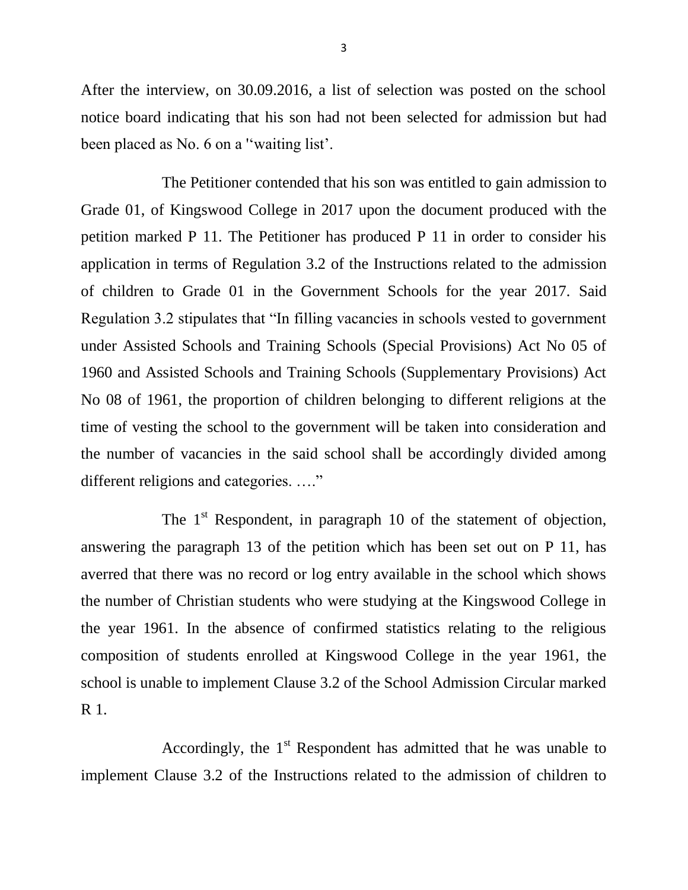After the interview, on 30.09.2016, a list of selection was posted on the school notice board indicating that his son had not been selected for admission but had been placed as No. 6 on a '"waiting list'.

The Petitioner contended that his son was entitled to gain admission to Grade 01, of Kingswood College in 2017 upon the document produced with the petition marked P 11. The Petitioner has produced P 11 in order to consider his application in terms of Regulation 3.2 of the Instructions related to the admission of children to Grade 01 in the Government Schools for the year 2017. Said Regulation 3.2 stipulates that "In filling vacancies in schools vested to government under Assisted Schools and Training Schools (Special Provisions) Act No 05 of 1960 and Assisted Schools and Training Schools (Supplementary Provisions) Act No 08 of 1961, the proportion of children belonging to different religions at the time of vesting the school to the government will be taken into consideration and the number of vacancies in the said school shall be accordingly divided among different religions and categories. …."

The 1st Respondent, in paragraph 10 of the statement of objection, answering the paragraph 13 of the petition which has been set out on P 11, has averred that there was no record or log entry available in the school which shows the number of Christian students who were studying at the Kingswood College in the year 1961. In the absence of confirmed statistics relating to the religious composition of students enrolled at Kingswood College in the year 1961, the school is unable to implement Clause 3.2 of the School Admission Circular marked R 1.

Accordingly, the 1st Respondent has admitted that he was unable to implement Clause 3.2 of the Instructions related to the admission of children to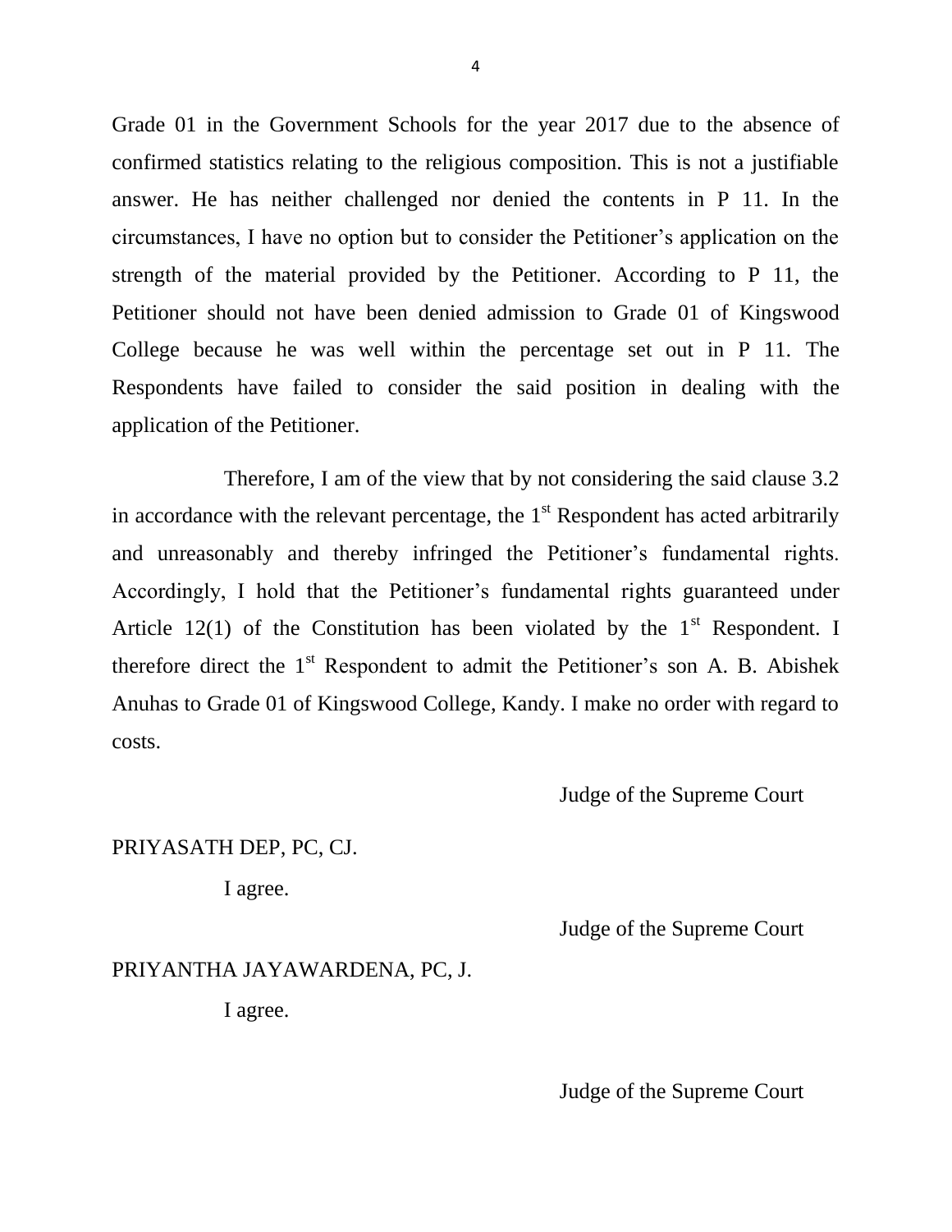Grade 01 in the Government Schools for the year 2017 due to the absence of confirmed statistics relating to the religious composition. This is not a justifiable answer. He has neither challenged nor denied the contents in P 11. In the circumstances, I have no option but to consider the Petitioner's application on the strength of the material provided by the Petitioner. According to P 11, the Petitioner should not have been denied admission to Grade 01 of Kingswood College because he was well within the percentage set out in P 11. The Respondents have failed to consider the said position in dealing with the application of the Petitioner.

Therefore, I am of the view that by not considering the said clause 3.2 in accordance with the relevant percentage, the 1st Respondent has acted arbitrarily and unreasonably and thereby infringed the Petitioner's fundamental rights. Accordingly, I hold that the Petitioner's fundamental rights guaranteed under Article 12(1) of the Constitution has been violated by the 1st Respondent. I therefore direct the 1st Respondent to admit the Petitioner's son A. B. Abishek Anuhas to Grade 01 of Kingswood College, Kandy. I make no order with regard to costs.

Judge of the Supreme Court

PRIYASATH DEP, PC, CJ.

I agree.

Judge of the Supreme Court

PRIYANTHA JAYAWARDENA, PC, J.

I agree.

Judge of the Supreme Court